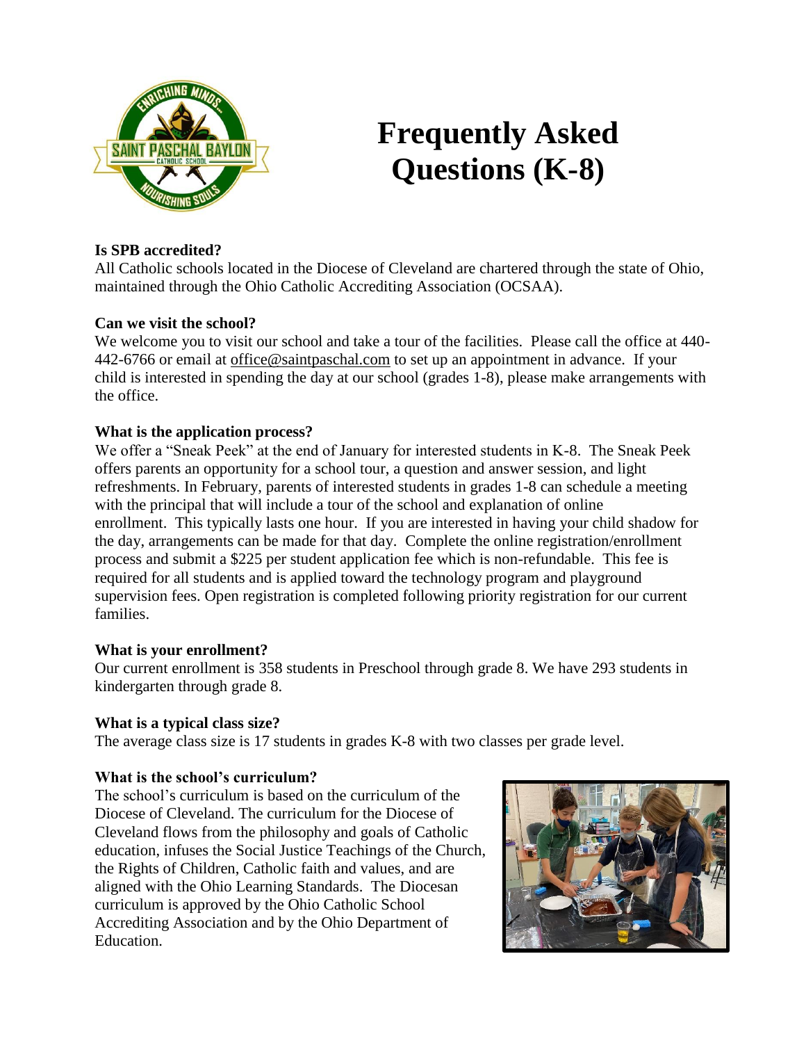# Frequently Asked Questions (K-8)

**Is SPB accredited?**
All Catholic schools located in the Diocese of Cleveland are chartered through the state of Ohio, maintained through the Ohio Catholic Accrediting Association (OCSAA).

**Can we visit the school?**
We welcome you to visit our school and take a tour of the facilities. Please call the office at 440-442-6766 or email at office@saintpaschal.com to set up an appointment in advance. If your child is interested in spending the day at our school (grades 1-8), please make arrangements with the office.

**What is the application process?**
We offer a "Sneak Peek" at the end of January for interested students in K-8. The Sneak Peek offers parents an opportunity for a school tour, a question and answer session, and light refreshments. In February, parents of interested students in grades 1-8 can schedule a meeting with the principal that will include a tour of the school and explanation of online enrollment. This typically lasts one hour. If you are interested in having your child shadow for the day, arrangements can be made for that day. Complete the online registration/enrollment process and submit a $225 per student application fee which is non-refundable. This fee is required for all students and is applied toward the technology program and playground supervision fees. Open registration is completed following priority registration for our current families.

**What is your enrollment?**
Our current enrollment is 358 students in Preschool through grade 8. We have 293 students in kindergarten through grade 8.

**What is a typical class size?**
The average class size is 17 students in grades K-8 with two classes per grade level.

**What is the school's curriculum?**
The school's curriculum is based on the curriculum of the Diocese of Cleveland. The curriculum for the Diocese of Cleveland flows from the philosophy and goals of Catholic education, infuses the Social Justice Teachings of the Church, the Rights of Children, Catholic faith and values, and are aligned with the Ohio Learning Standards. The Diocesan curriculum is approved by the Ohio Catholic School Accrediting Association and by the Ohio Department of Education.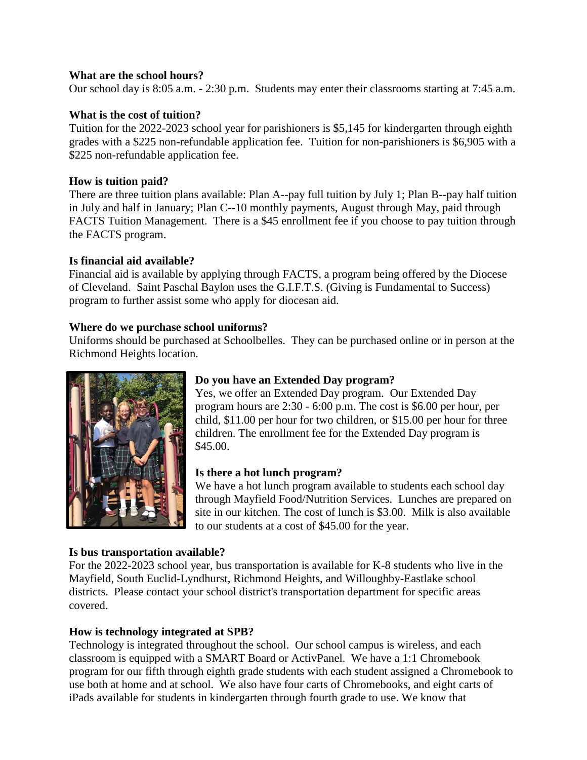**What are the school hours?**

Our school day is 8:05 a.m. - 2:30 p.m. Students may enter their classrooms starting at 7:45 a.m.

**What is the cost of tuition?**

Tuition for the 2022-2023 school year for parishioners is $5,145 for kindergarten through eighth grades with a $225 non-refundable application fee. Tuition for non-parishioners is $6,905 with a $225 non-refundable application fee.

**How is tuition paid?**

There are three tuition plans available: Plan A--pay full tuition by July 1; Plan B--pay half tuition in July and half in January; Plan C--10 monthly payments, August through May, paid through FACTS Tuition Management. There is a $45 enrollment fee if you choose to pay tuition through the FACTS program.

**Is financial aid available?**

Financial aid is available by applying through FACTS, a program being offered by the Diocese of Cleveland. Saint Paschal Baylon uses the G.I.F.T.S. (Giving is Fundamental to Success) program to further assist some who apply for diocesan aid.

**Where do we purchase school uniforms?**

Uniforms should be purchased at Schoolbelles. They can be purchased online or in person at the Richmond Heights location.

**Do you have an Extended Day program?**

Yes, we offer an Extended Day program. Our Extended Day program hours are 2:30 - 6:00 p.m. The cost is $6.00 per hour, per child, $11.00 per hour for two children, or $15.00 per hour for three children. The enrollment fee for the Extended Day program is $45.00.

**Is there a hot lunch program?**

We have a hot lunch program available to students each school day through Mayfield Food/Nutrition Services. Lunches are prepared on site in our kitchen. The cost of lunch is $3.00. Milk is also available to our students at a cost of $45.00 for the year.

**Is bus transportation available?**

For the 2022-2023 school year, bus transportation is available for K-8 students who live in the Mayfield, South Euclid-Lyndhurst, Richmond Heights, and Willoughby-Eastlake school districts. Please contact your school district's transportation department for specific areas covered.

**How is technology integrated at SPB?**

Technology is integrated throughout the school. Our school campus is wireless, and each classroom is equipped with a SMART Board or ActivPanel. We have a 1:1 Chromebook program for our fifth through eighth grade students with each student assigned a Chromebook to use both at home and at school. We also have four carts of Chromebooks, and eight carts of iPads available for students in kindergarten through fourth grade to use. We know that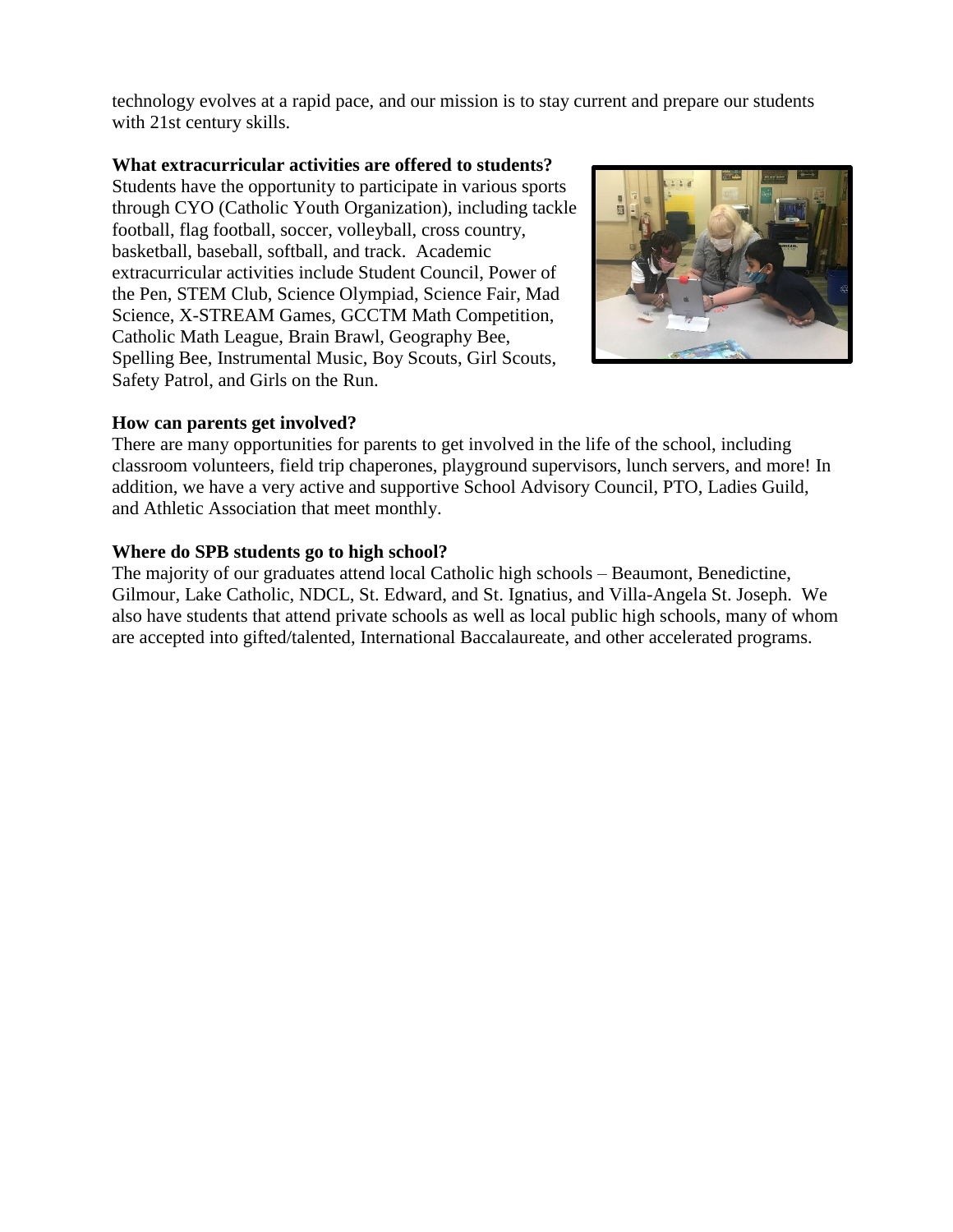technology evolves at a rapid pace, and our mission is to stay current and prepare our students with 21st century skills.

**What extracurricular activities are offered to students?**
Students have the opportunity to participate in various sports through CYO (Catholic Youth Organization), including tackle football, flag football, soccer, volleyball, cross country, basketball, baseball, softball, and track. Academic extracurricular activities include Student Council, Power of the Pen, STEM Club, Science Olympiad, Science Fair, Mad Science, X-STREAM Games, GCCTM Math Competition, Catholic Math League, Brain Brawl, Geography Bee, Spelling Bee, Instrumental Music, Boy Scouts, Girl Scouts, Safety Patrol, and Girls on the Run.

**How can parents get involved?**
There are many opportunities for parents to get involved in the life of the school, including classroom volunteers, field trip chaperones, playground supervisors, lunch servers, and more! In addition, we have a very active and supportive School Advisory Council, PTO, Ladies Guild, and Athletic Association that meet monthly.

**Where do SPB students go to high school?**
The majority of our graduates attend local Catholic high schools – Beaumont, Benedictine, Gilmour, Lake Catholic, NDCL, St. Edward, and St. Ignatius, and Villa-Angela St. Joseph. We also have students that attend private schools as well as local public high schools, many of whom are accepted into gifted/talented, International Baccalaureate, and other accelerated programs.